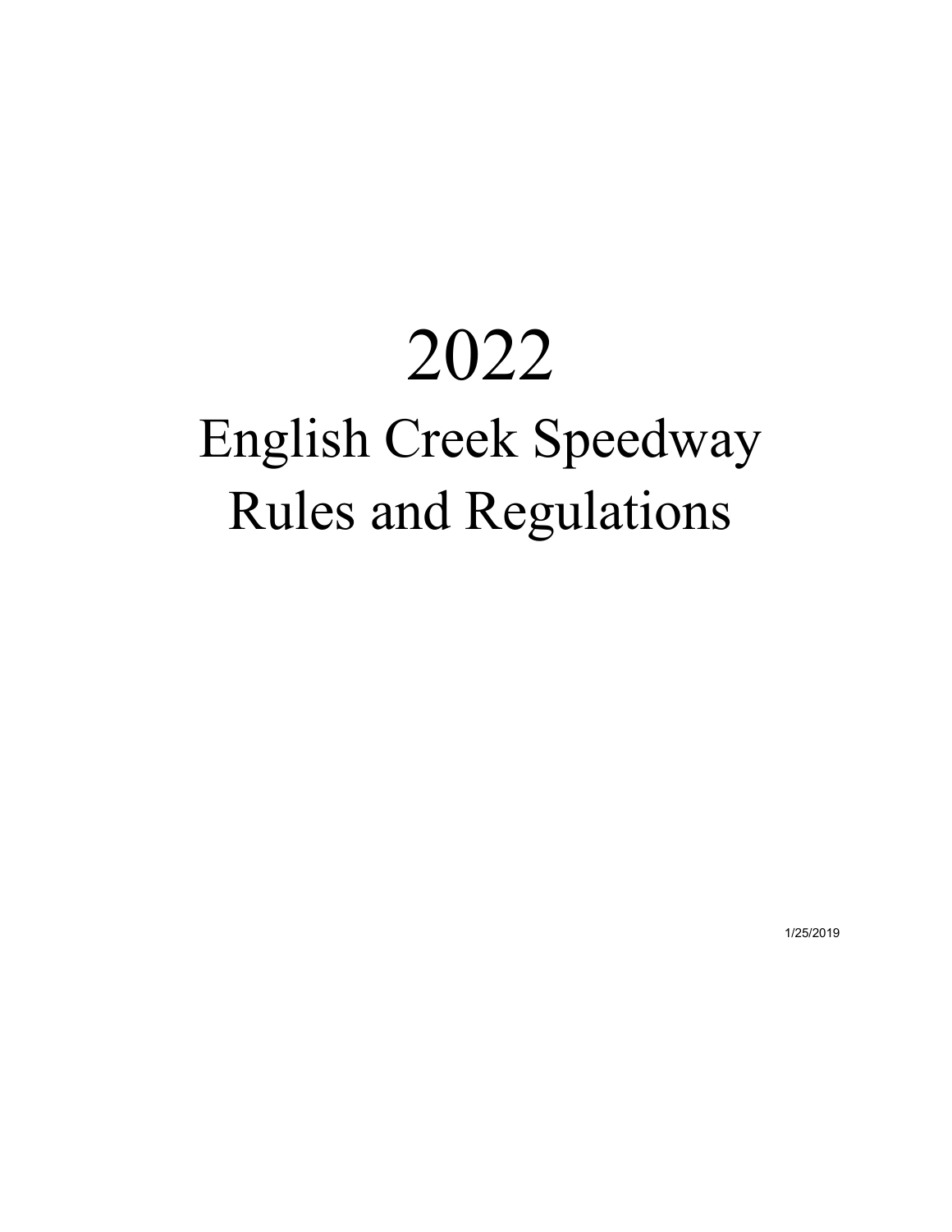# 2022

# English Creek Speedway Rules and Regulations

1/25/2019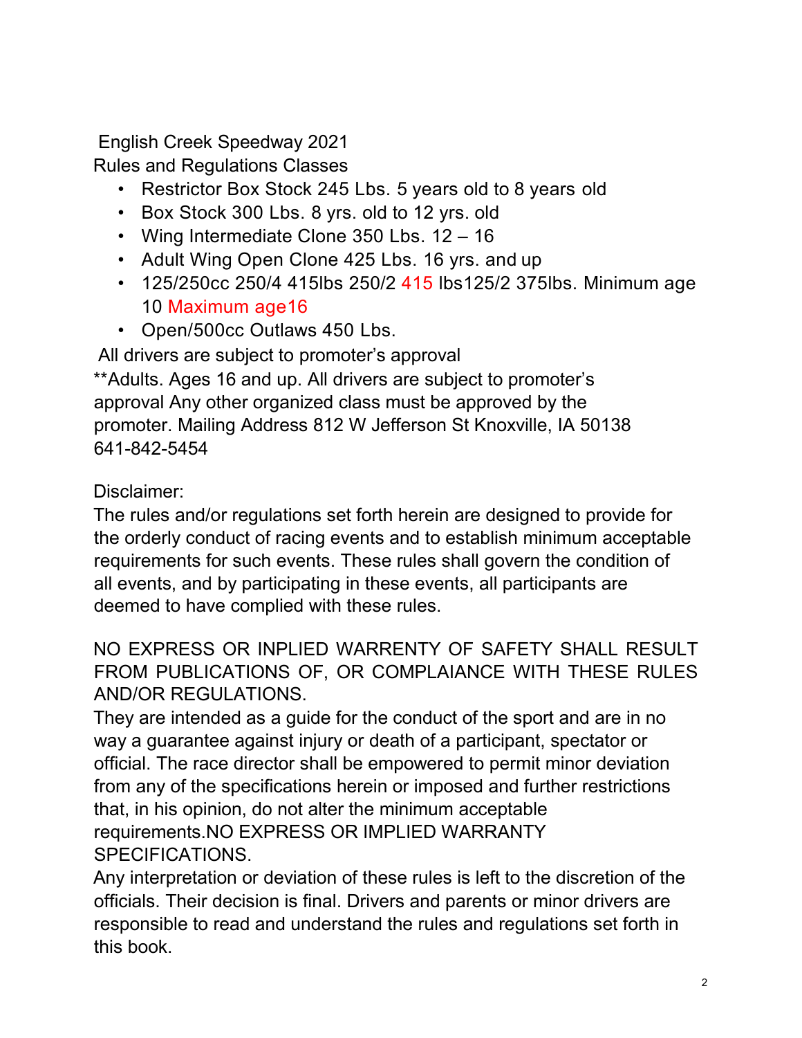English Creek Speedway 2021

Rules and Regulations Classes

- Restrictor Box Stock 245 Lbs. 5 years old to 8 years old
- Box Stock 300 Lbs. 8 yrs. old to 12 yrs. old
- Wing Intermediate Clone 350 Lbs. 12 – 16
- Adult Wing Open Clone 425 Lbs. 16 yrs. and up
- 125/250cc 250/4 415lbs 250/2 415 lbs125/2 375lbs. Minimum age 10 Maximum age16
- Open/500cc Outlaws 450 Lbs.

All drivers are subject to promoter's approval

**Adults. Ages 16 and up. All drivers are subject to promoter's approval Any other organized class must be approved by the promoter. Mailing Address 812 W Jefferson St Knoxville, IA 50138 641-842-5454

Disclaimer:

The rules and/or regulations set forth herein are designed to provide for the orderly conduct of racing events and to establish minimum acceptable requirements for such events. These rules shall govern the condition of all events, and by participating in these events, all participants are deemed to have complied with these rules.

NO EXPRESS OR INPLIED WARRENTY OF SAFETY SHALL RESULT FROM PUBLICATIONS OF, OR COMPLAIANCE WITH THESE RULES AND/OR REGULATIONS.

They are intended as a guide for the conduct of the sport and are in no way a guarantee against injury or death of a participant, spectator or official. The race director shall be empowered to permit minor deviation from any of the specifications herein or imposed and further restrictions that, in his opinion, do not alter the minimum acceptable requirements.NO EXPRESS OR IMPLIED WARRANTY SPECIFICATIONS.

Any interpretation or deviation of these rules is left to the discretion of the officials. Their decision is final. Drivers and parents or minor drivers are responsible to read and understand the rules and regulations set forth in this book.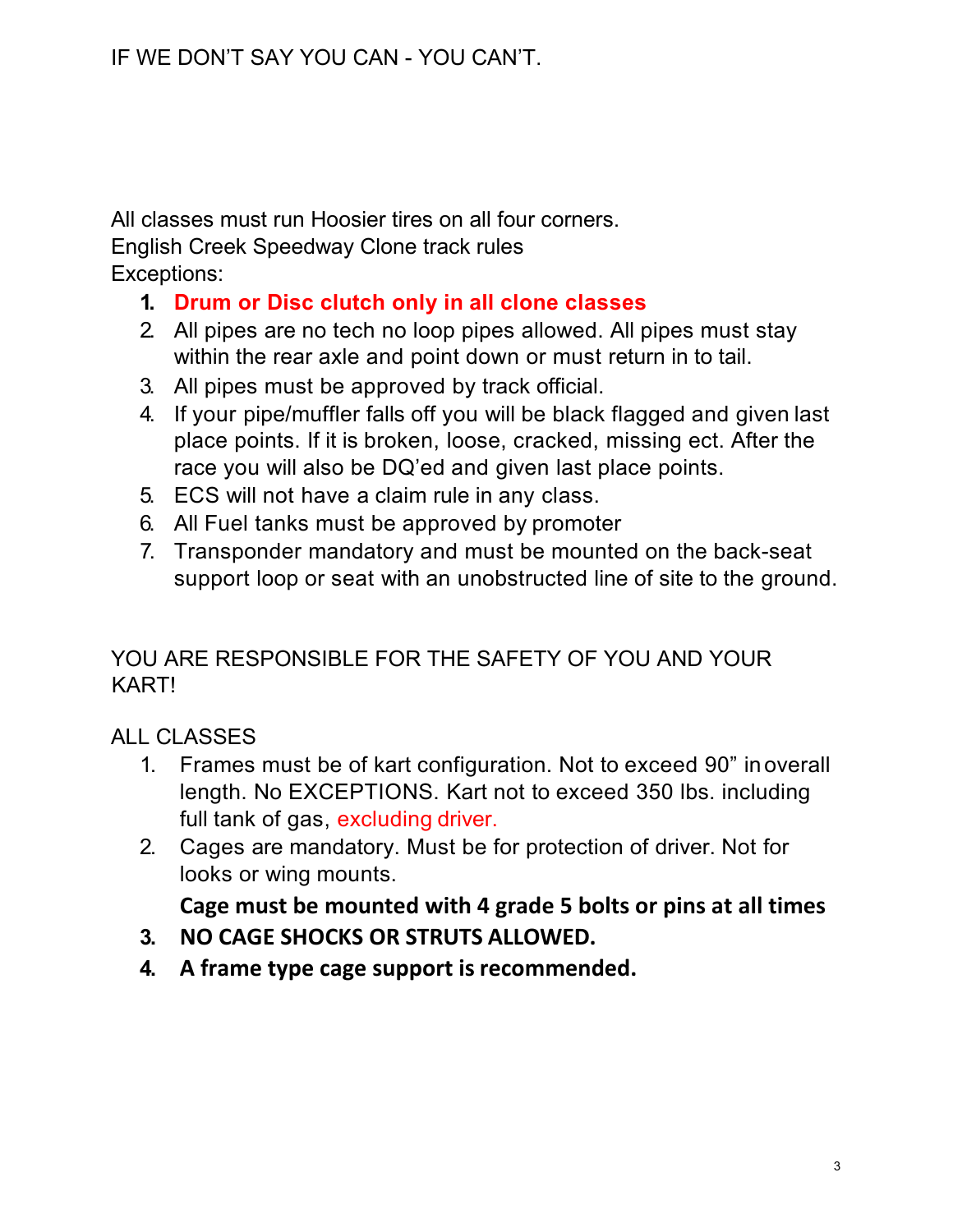IF WE DON'T SAY YOU CAN - YOU CAN'T.

All classes must run Hoosier tires on all four corners.
English Creek Speedway Clone track rules
Exceptions:

1. **Drum or Disc clutch only in all clone classes**
2. All pipes are no tech no loop pipes allowed. All pipes must stay within the rear axle and point down or must return in to tail.
3. All pipes must be approved by track official.
4. If your pipe/muffler falls off you will be black flagged and given last place points. If it is broken, loose, cracked, missing ect. After the race you will also be DQ'ed and given last place points.
5. ECS will not have a claim rule in any class.
6. All Fuel tanks must be approved by promoter
7. Transponder mandatory and must be mounted on the back-seat support loop or seat with an unobstructed line of site to the ground.

YOU ARE RESPONSIBLE FOR THE SAFETY OF YOU AND YOUR KART!

ALL CLASSES

1. Frames must be of kart configuration. Not to exceed 90" in overall length. No EXCEPTIONS. Kart not to exceed 350 lbs. including full tank of gas, excluding driver.
2. Cages are mandatory. Must be for protection of driver. Not for looks or wing mounts.

   **Cage must be mounted with 4 grade 5 bolts or pins at all times**
3. **NO CAGE SHOCKS OR STRUTS ALLOWED.**
4. **A frame type cage support is recommended.**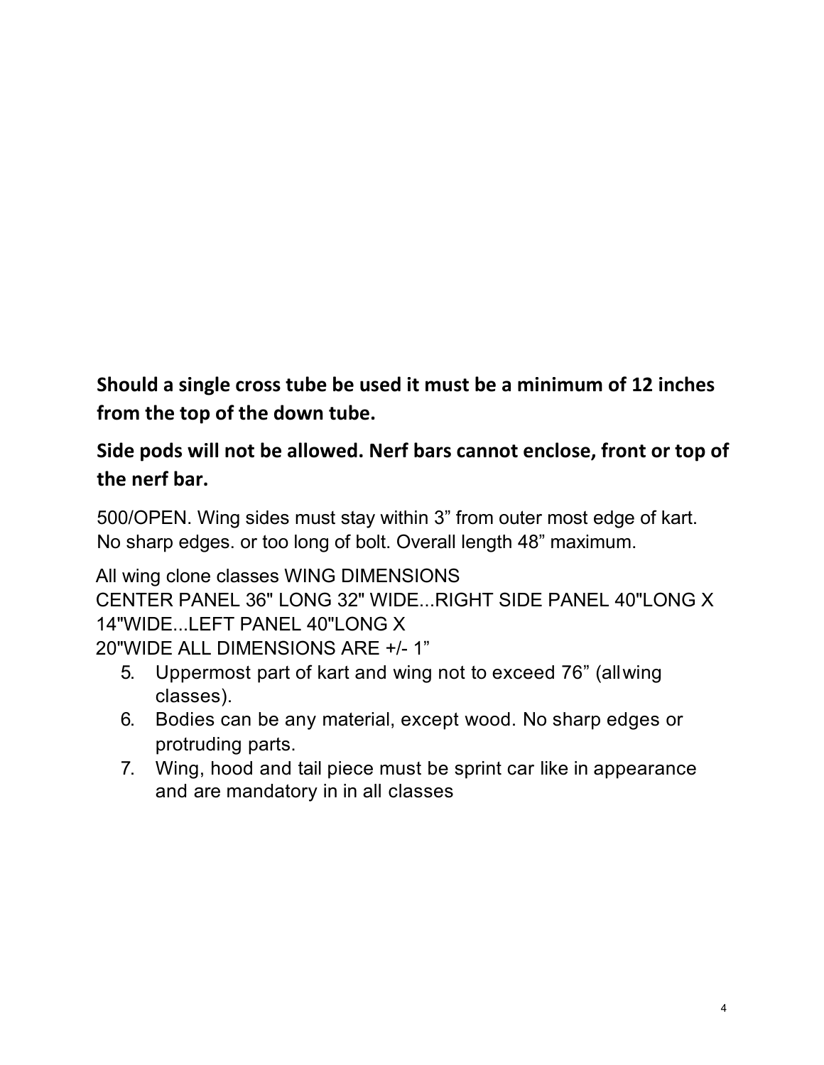**Should a single cross tube be used it must be a minimum of 12 inches from the top of the down tube.**

**Side pods will not be allowed. Nerf bars cannot enclose, front or top of the nerf bar.**

500/OPEN. Wing sides must stay within 3" from outer most edge of kart. No sharp edges. or too long of bolt. Overall length 48" maximum.

All wing clone classes WING DIMENSIONS
CENTER PANEL 36" LONG 32" WIDE...RIGHT SIDE PANEL 40"LONG X 14"WIDE...LEFT PANEL 40"LONG X
20"WIDE ALL DIMENSIONS ARE +/- 1"

5. Uppermost part of kart and wing not to exceed 76" (allwing classes).
6. Bodies can be any material, except wood. No sharp edges or protruding parts.
7. Wing, hood and tail piece must be sprint car like in appearance and are mandatory in in all classes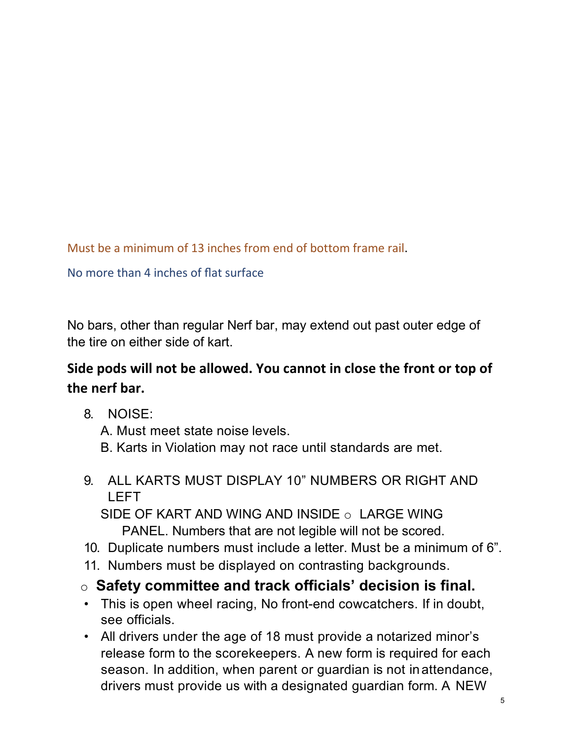Must be a minimum of 13 inches from end of bottom frame rail.

No more than 4 inches of flat surface

No bars, other than regular Nerf bar, may extend out past outer edge of the tire on either side of kart.

**Side pods will not be allowed. You cannot in close the front or top of the nerf bar.**

8. NOISE:
   A. Must meet state noise levels.
   B. Karts in Violation may not race until standards are met.

9. ALL KARTS MUST DISPLAY 10" NUMBERS OR RIGHT AND LEFT
   SIDE OF KART AND WING AND INSIDE ○ LARGE WING PANEL. Numbers that are not legible will not be scored.
10. Duplicate numbers must include a letter. Must be a minimum of 6".
11. Numbers must be displayed on contrasting backgrounds.

- **Safety committee and track officials' decision is final.**

- This is open wheel racing, No front-end cowcatchers. If in doubt, see officials.
- All drivers under the age of 18 must provide a notarized minor's release form to the scorekeepers. A new form is required for each season. In addition, when parent or guardian is not in attendance, drivers must provide us with a designated guardian form. A NEW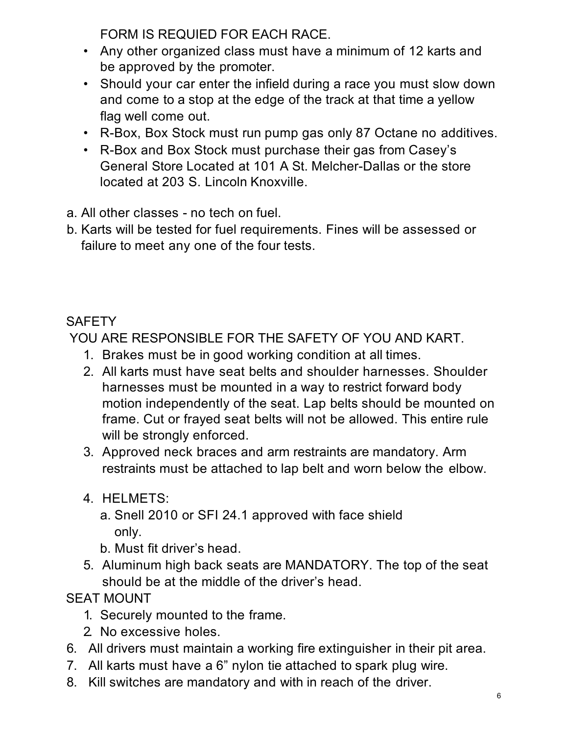FORM IS REQUIED FOR EACH RACE.

- Any other organized class must have a minimum of 12 karts and be approved by the promoter.
- Should your car enter the infield during a race you must slow down and come to a stop at the edge of the track at that time a yellow flag well come out.
- R-Box, Box Stock must run pump gas only 87 Octane no additives.
- R-Box and Box Stock must purchase their gas from Casey's General Store Located at 101 A St. Melcher-Dallas or the store located at 203 S. Lincoln Knoxville.

a. All other classes - no tech on fuel.
b. Karts will be tested for fuel requirements. Fines will be assessed or failure to meet any one of the four tests.

SAFETY

YOU ARE RESPONSIBLE FOR THE SAFETY OF YOU AND KART.

1. Brakes must be in good working condition at all times.
2. All karts must have seat belts and shoulder harnesses. Shoulder harnesses must be mounted in a way to restrict forward body motion independently of the seat. Lap belts should be mounted on frame. Cut or frayed seat belts will not be allowed. This entire rule will be strongly enforced.
3. Approved neck braces and arm restraints are mandatory. Arm restraints must be attached to lap belt and worn below the elbow.
4. HELMETS:
   a. Snell 2010 or SFI 24.1 approved with face shield only.
   b. Must fit driver's head.
5. Aluminum high back seats are MANDATORY. The top of the seat should be at the middle of the driver's head.

SEAT MOUNT

1. Securely mounted to the frame.
2. No excessive holes.

6. All drivers must maintain a working fire extinguisher in their pit area.
7. All karts must have a 6" nylon tie attached to spark plug wire.
8. Kill switches are mandatory and with in reach of the driver.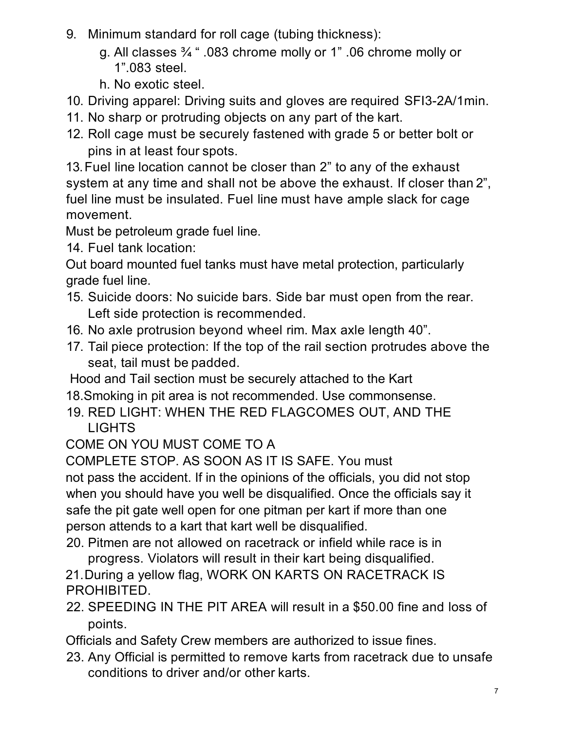9. Minimum standard for roll cage (tubing thickness):
   g. All classes ¾ " .083 chrome molly or 1" .06 chrome molly or 1".083 steel.
   h. No exotic steel.
10. Driving apparel: Driving suits and gloves are required SFI3-2A/1min.
11. No sharp or protruding objects on any part of the kart.
12. Roll cage must be securely fastened with grade 5 or better bolt or pins in at least four spots.

13. Fuel line location cannot be closer than 2" to any of the exhaust system at any time and shall not be above the exhaust. If closer than 2", fuel line must be insulated. Fuel line must have ample slack for cage movement.

Must be petroleum grade fuel line.

14. Fuel tank location:

Out board mounted fuel tanks must have metal protection, particularly grade fuel line.

15. Suicide doors: No suicide bars. Side bar must open from the rear. Left side protection is recommended.
16. No axle protrusion beyond wheel rim. Max axle length 40".
17. Tail piece protection: If the top of the rail section protrudes above the seat, tail must be padded.

Hood and Tail section must be securely attached to the Kart

18. Smoking in pit area is not recommended. Use commonsense.
19. RED LIGHT: WHEN THE RED FLAGCOMES OUT, AND THE LIGHTS

COME ON YOU MUST COME TO A

COMPLETE STOP. AS SOON AS IT IS SAFE. You must not pass the accident. If in the opinions of the officials, you did not stop when you should have you well be disqualified. Once the officials say it safe the pit gate well open for one pitman per kart if more than one person attends to a kart that kart well be disqualified.

20. Pitmen are not allowed on racetrack or infield while race is in progress. Violators will result in their kart being disqualified.

21. During a yellow flag, WORK ON KARTS ON RACETRACK IS PROHIBITED.

22. SPEEDING IN THE PIT AREA will result in a $50.00 fine and loss of points.

Officials and Safety Crew members are authorized to issue fines.

23. Any Official is permitted to remove karts from racetrack due to unsafe conditions to driver and/or other karts.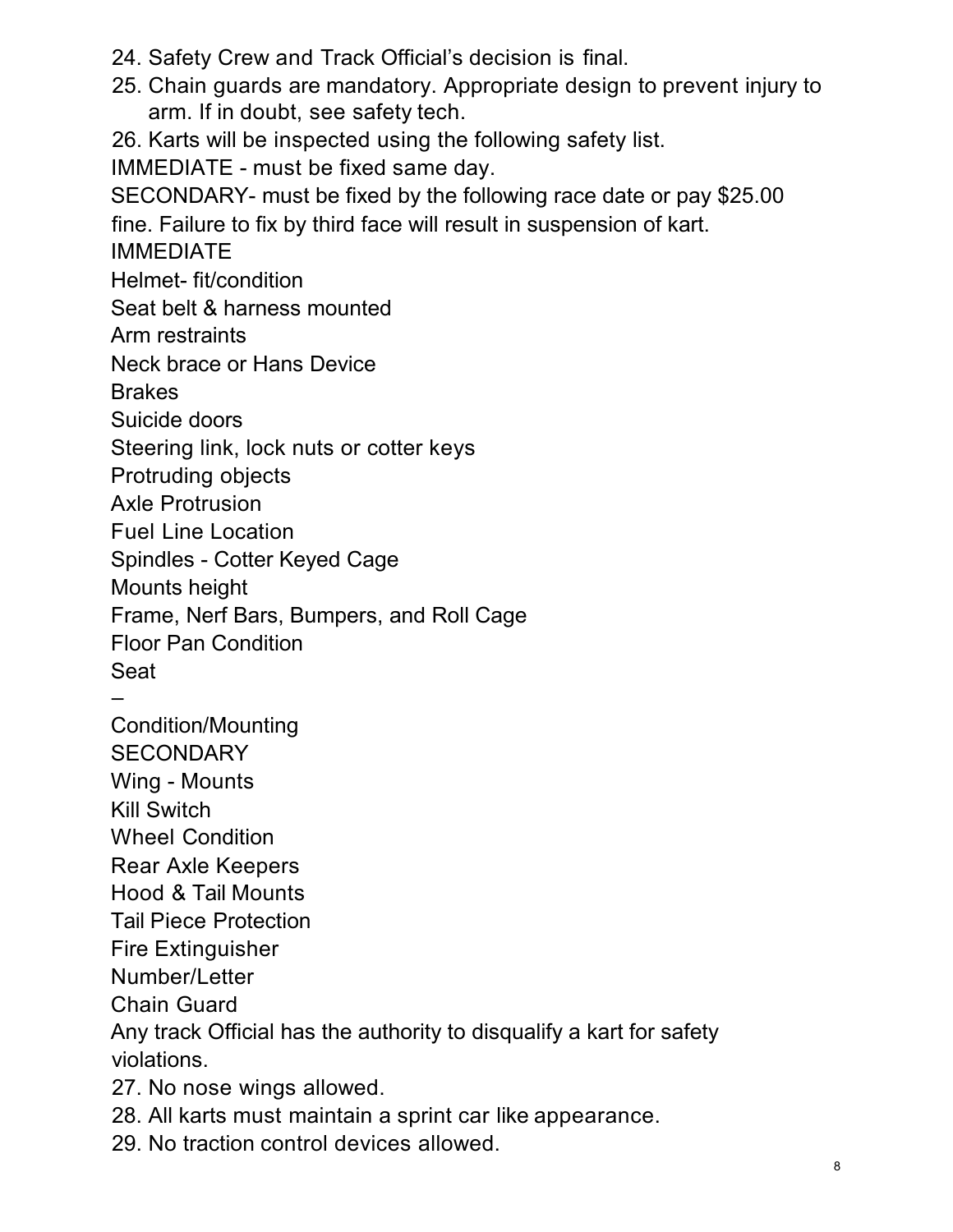24. Safety Crew and Track Official's decision is final.
25. Chain guards are mandatory. Appropriate design to prevent injury to arm. If in doubt, see safety tech.
26. Karts will be inspected using the following safety list.

IMMEDIATE - must be fixed same day.

SECONDARY- must be fixed by the following race date or pay $25.00 fine. Failure to fix by third face will result in suspension of kart.

IMMEDIATE

Helmet- fit/condition

Seat belt & harness mounted

Arm restraints

Neck brace or Hans Device

Brakes

Suicide doors

Steering link, lock nuts or cotter keys

Protruding objects

Axle Protrusion

Fuel Line Location

Spindles - Cotter Keyed Cage

Mounts height

Frame, Nerf Bars, Bumpers, and Roll Cage

Floor Pan Condition

Seat

–

Condition/Mounting

SECONDARY

Wing - Mounts

Kill Switch

Wheel Condition

Rear Axle Keepers

Hood & Tail Mounts

Tail Piece Protection

Fire Extinguisher

Number/Letter

Chain Guard

Any track Official has the authority to disqualify a kart for safety violations.

27. No nose wings allowed.
28. All karts must maintain a sprint car like appearance.
29. No traction control devices allowed.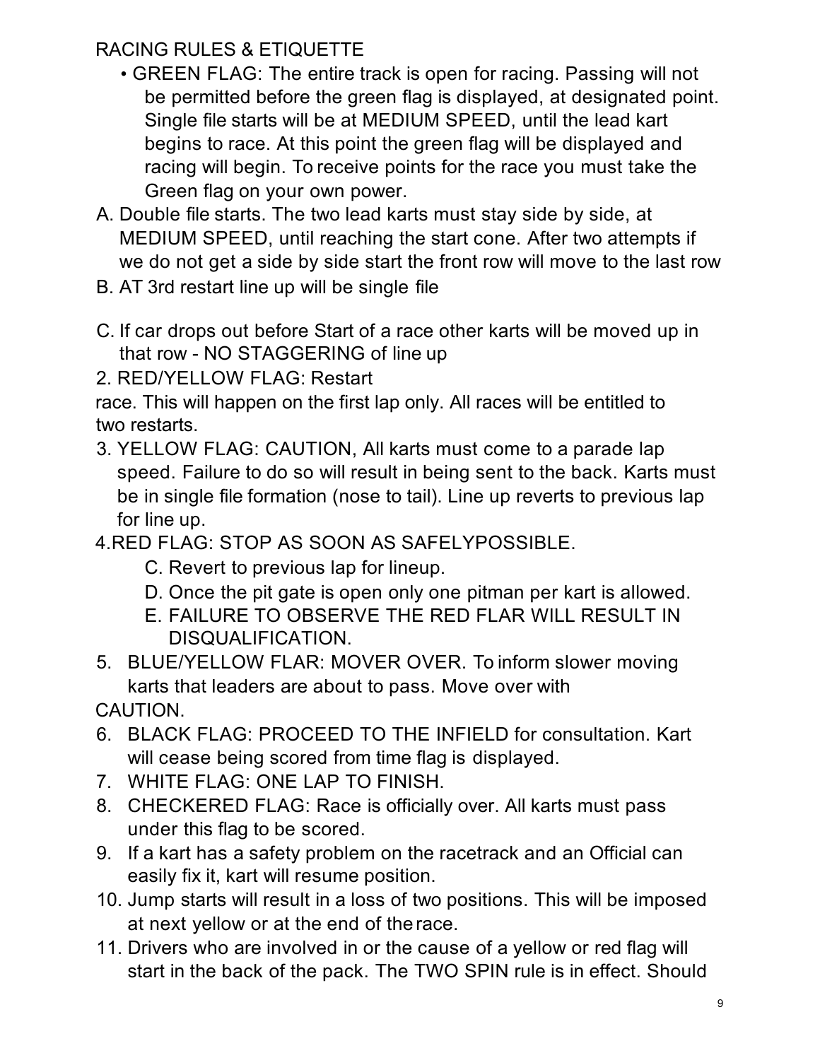RACING RULES & ETIQUETTE

- GREEN FLAG: The entire track is open for racing. Passing will not be permitted before the green flag is displayed, at designated point. Single file starts will be at MEDIUM SPEED, until the lead kart begins to race. At this point the green flag will be displayed and racing will begin. To receive points for the race you must take the Green flag on your own power.

A. Double file starts. The two lead karts must stay side by side, at MEDIUM SPEED, until reaching the start cone. After two attempts if we do not get a side by side start the front row will move to the last row

B. AT 3rd restart line up will be single file

C. If car drops out before Start of a race other karts will be moved up in that row - NO STAGGERING of line up

2. RED/YELLOW FLAG: Restart race. This will happen on the first lap only. All races will be entitled to two restarts.
3. YELLOW FLAG: CAUTION, All karts must come to a parade lap speed. Failure to do so will result in being sent to the back. Karts must be in single file formation (nose to tail). Line up reverts to previous lap for line up.
4. RED FLAG: STOP AS SOON AS SAFELYPOSSIBLE.
   - C. Revert to previous lap for lineup.
   - D. Once the pit gate is open only one pitman per kart is allowed.
   - E. FAILURE TO OBSERVE THE RED FLAR WILL RESULT IN DISQUALIFICATION.
5. BLUE/YELLOW FLAR: MOVER OVER. To inform slower moving karts that leaders are about to pass. Move over with CAUTION.
6. BLACK FLAG: PROCEED TO THE INFIELD for consultation. Kart will cease being scored from time flag is displayed.
7. WHITE FLAG: ONE LAP TO FINISH.
8. CHECKERED FLAG: Race is officially over. All karts must pass under this flag to be scored.
9. If a kart has a safety problem on the racetrack and an Official can easily fix it, kart will resume position.
10. Jump starts will result in a loss of two positions. This will be imposed at next yellow or at the end of the race.
11. Drivers who are involved in or the cause of a yellow or red flag will start in the back of the pack. The TWO SPIN rule is in effect. Should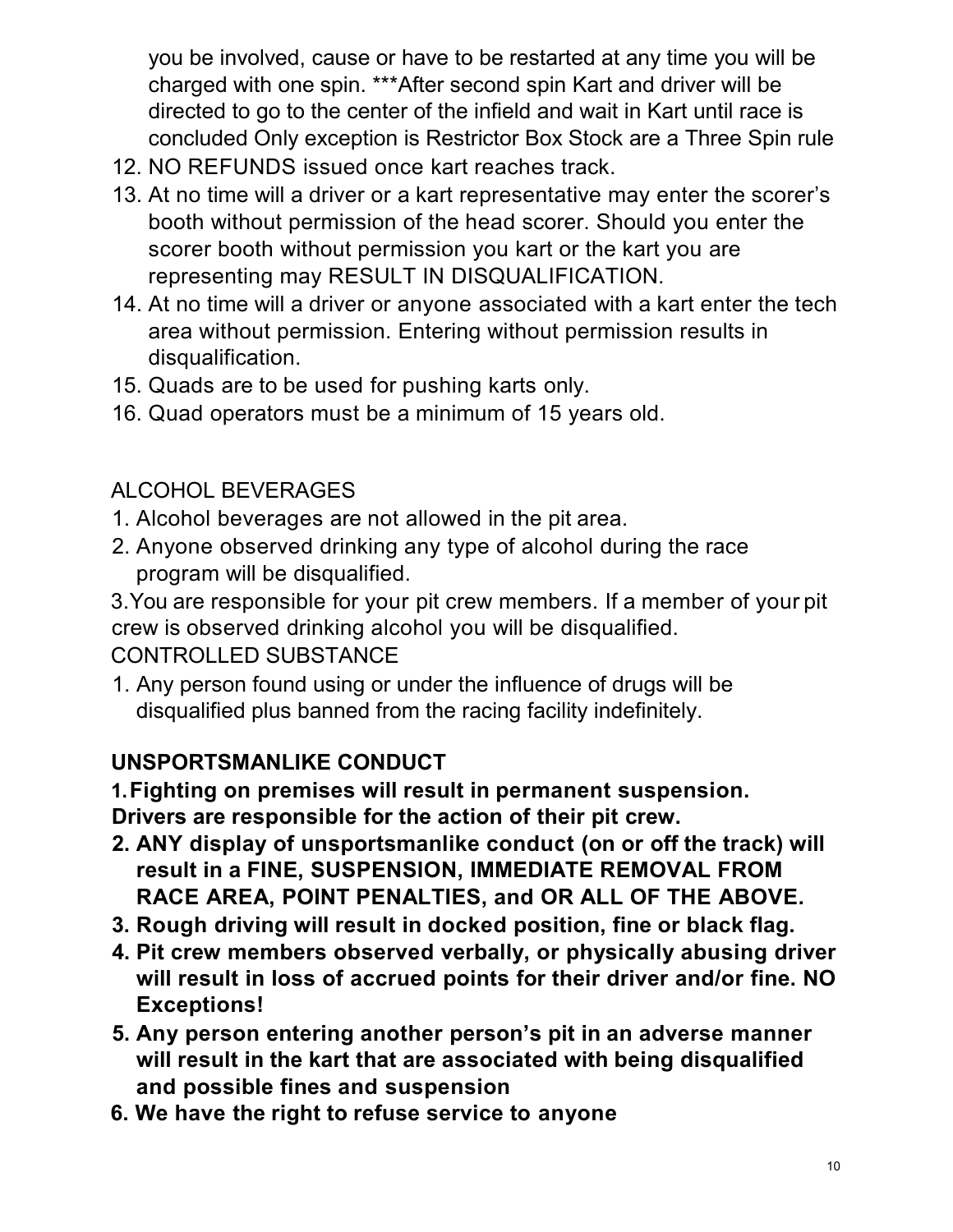you be involved, cause or have to be restarted at any time you will be charged with one spin. ***After second spin Kart and driver will be directed to go to the center of the infield and wait in Kart until race is concluded Only exception is Restrictor Box Stock are a Three Spin rule

12. NO REFUNDS issued once kart reaches track.
13. At no time will a driver or a kart representative may enter the scorer's booth without permission of the head scorer. Should you enter the scorer booth without permission you kart or the kart you are representing may RESULT IN DISQUALIFICATION.
14. At no time will a driver or anyone associated with a kart enter the tech area without permission. Entering without permission results in disqualification.
15. Quads are to be used for pushing karts only.
16. Quad operators must be a minimum of 15 years old.

ALCOHOL BEVERAGES

1. Alcohol beverages are not allowed in the pit area.
2. Anyone observed drinking any type of alcohol during the race program will be disqualified.

3.You are responsible for your pit crew members. If a member of your pit crew is observed drinking alcohol you will be disqualified.

CONTROLLED SUBSTANCE

1. Any person found using or under the influence of drugs will be disqualified plus banned from the racing facility indefinitely.

**UNSPORTSMANLIKE CONDUCT**

**1. Fighting on premises will result in permanent suspension. Drivers are responsible for the action of their pit crew.**

**2. ANY display of unsportsmanlike conduct (on or off the track) will result in a FINE, SUSPENSION, IMMEDIATE REMOVAL FROM RACE AREA, POINT PENALTIES, and OR ALL OF THE ABOVE.**

**3. Rough driving will result in docked position, fine or black flag.**

**4. Pit crew members observed verbally, or physically abusing driver will result in loss of accrued points for their driver and/or fine. NO Exceptions!**

**5. Any person entering another person's pit in an adverse manner will result in the kart that are associated with being disqualified and possible fines and suspension**

**6. We have the right to refuse service to anyone**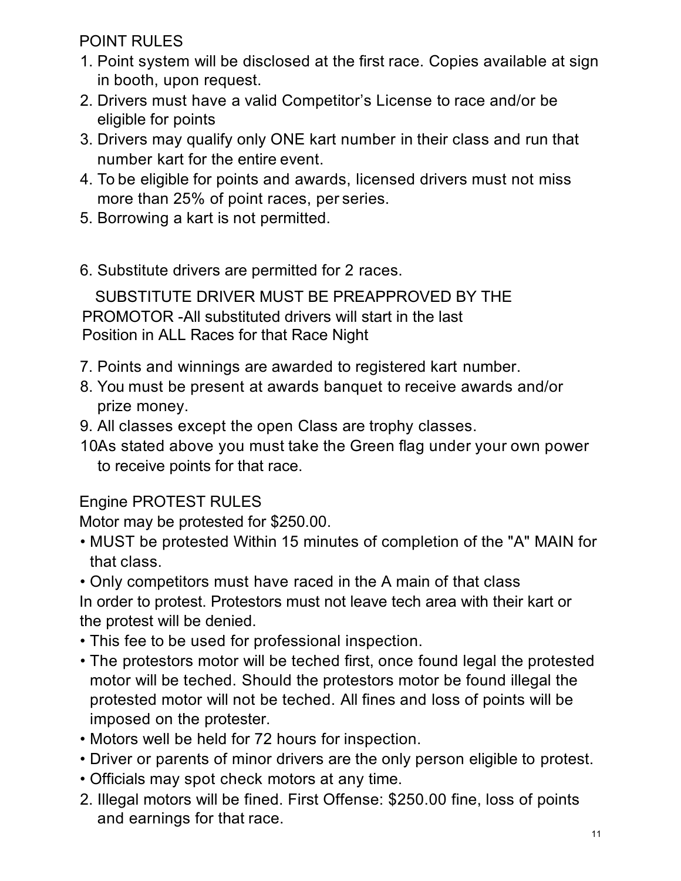## POINT RULES

1. Point system will be disclosed at the first race. Copies available at sign in booth, upon request.
2. Drivers must have a valid Competitor's License to race and/or be eligible for points
3. Drivers may qualify only ONE kart number in their class and run that number kart for the entire event.
4. To be eligible for points and awards, licensed drivers must not miss more than 25% of point races, per series.
5. Borrowing a kart is not permitted.

6. Substitute drivers are permitted for 2 races.

SUBSTITUTE DRIVER MUST BE PREAPPROVED BY THE PROMOTOR -All substituted drivers will start in the last Position in ALL Races for that Race Night

7. Points and winnings are awarded to registered kart number.
8. You must be present at awards banquet to receive awards and/or prize money.
9. All classes except the open Class are trophy classes.

10As stated above you must take the Green flag under your own power to receive points for that race.

## Engine PROTEST RULES

Motor may be protested for $250.00.

- MUST be protested Within 15 minutes of completion of the "A" MAIN for that class.
- Only competitors must have raced in the A main of that class

In order to protest. Protestors must not leave tech area with their kart or the protest will be denied.

- This fee to be used for professional inspection.
- The protestors motor will be teched first, once found legal the protested motor will be teched. Should the protestors motor be found illegal the protested motor will not be teched. All fines and loss of points will be imposed on the protester.
- Motors well be held for 72 hours for inspection.
- Driver or parents of minor drivers are the only person eligible to protest.
- Officials may spot check motors at any time.

2. Illegal motors will be fined. First Offense: $250.00 fine, loss of points and earnings for that race.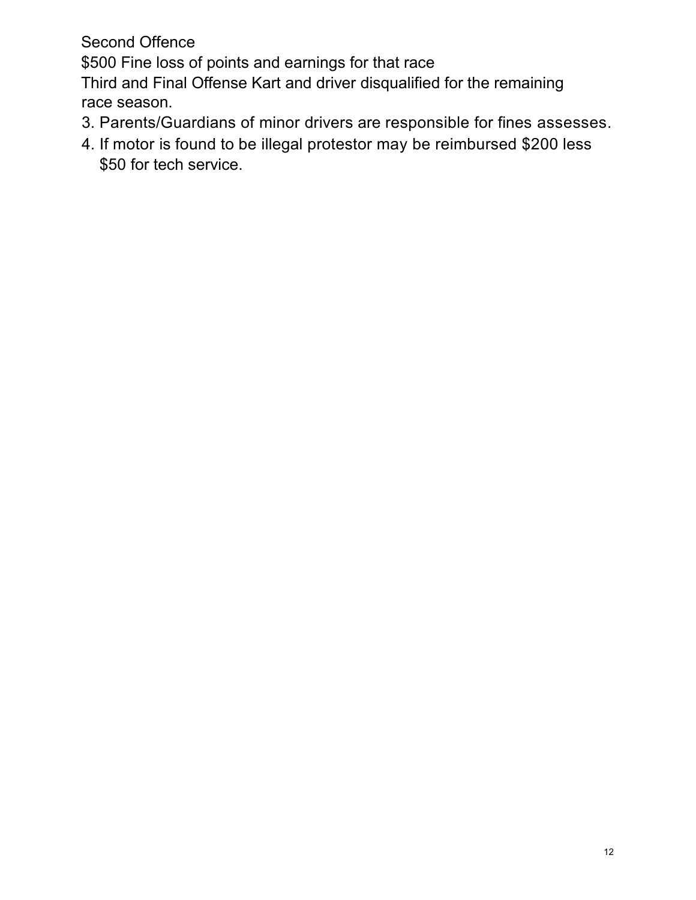Second Offence

$500 Fine loss of points and earnings for that race

Third and Final Offense Kart and driver disqualified for the remaining race season.

3. Parents/Guardians of minor drivers are responsible for fines assesses.
4. If motor is found to be illegal protestor may be reimbursed $200 less $50 for tech service.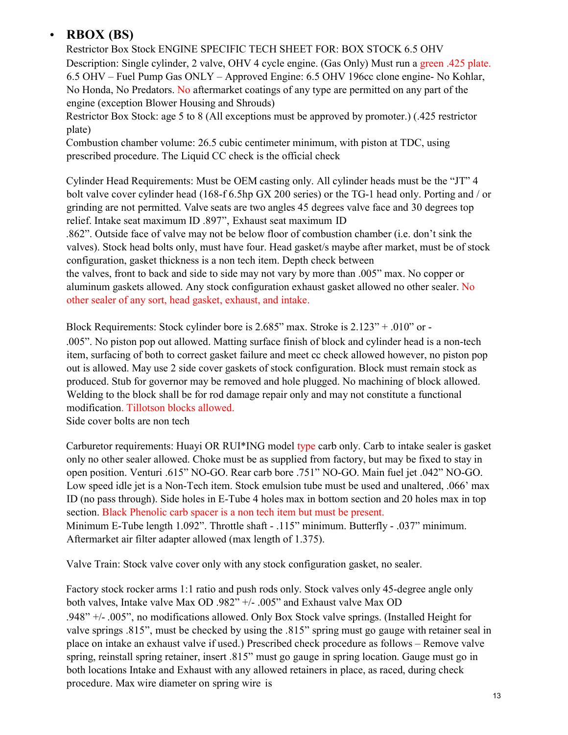- **RBOX (BS)**

Restrictor Box Stock ENGINE SPECIFIC TECH SHEET FOR: BOX STOCK 6.5 OHV

Description: Single cylinder, 2 valve, OHV 4 cycle engine. (Gas Only) Must run a green .425 plate. 6.5 OHV – Fuel Pump Gas ONLY – Approved Engine: 6.5 OHV 196cc clone engine- No Kohlar, No Honda, No Predators. No aftermarket coatings of any type are permitted on any part of the engine (exception Blower Housing and Shrouds)

Restrictor Box Stock: age 5 to 8 (All exceptions must be approved by promoter.) (.425 restrictor plate)

Combustion chamber volume: 26.5 cubic centimeter minimum, with piston at TDC, using prescribed procedure. The Liquid CC check is the official check

Cylinder Head Requirements: Must be OEM casting only. All cylinder heads must be the "JT" 4 bolt valve cover cylinder head (168-f 6.5hp GX 200 series) or the TG-1 head only. Porting and / or grinding are not permitted. Valve seats are two angles 45 degrees valve face and 30 degrees top relief. Intake seat maximum ID .897", Exhaust seat maximum ID .862". Outside face of valve may not be below floor of combustion chamber (i.e. don't sink the valves). Stock head bolts only, must have four. Head gasket/s maybe after market, must be of stock configuration, gasket thickness is a non tech item. Depth check between the valves, front to back and side to side may not vary by more than .005" max. No copper or aluminum gaskets allowed. Any stock configuration exhaust gasket allowed no other sealer. No other sealer of any sort, head gasket, exhaust, and intake.

Block Requirements: Stock cylinder bore is 2.685" max. Stroke is 2.123" + .010" or - .005". No piston pop out allowed. Matting surface finish of block and cylinder head is a non-tech item, surfacing of both to correct gasket failure and meet cc check allowed however, no piston pop out is allowed. May use 2 side cover gaskets of stock configuration. Block must remain stock as produced. Stub for governor may be removed and hole plugged. No machining of block allowed. Welding to the block shall be for rod damage repair only and may not constitute a functional modification. Tillotson blocks allowed.

Side cover bolts are non tech

Carburetor requirements: Huayi OR RUI*ING model type carb only. Carb to intake sealer is gasket only no other sealer allowed. Choke must be as supplied from factory, but may be fixed to stay in open position. Venturi .615" NO-GO. Rear carb bore .751" NO-GO. Main fuel jet .042" NO-GO. Low speed idle jet is a Non-Tech item. Stock emulsion tube must be used and unaltered, .066' max ID (no pass through). Side holes in E-Tube 4 holes max in bottom section and 20 holes max in top section. Black Phenolic carb spacer is a non tech item but must be present.

Minimum E-Tube length 1.092". Throttle shaft - .115" minimum. Butterfly - .037" minimum. Aftermarket air filter adapter allowed (max length of 1.375).

Valve Train: Stock valve cover only with any stock configuration gasket, no sealer.

Factory stock rocker arms 1:1 ratio and push rods only. Stock valves only 45-degree angle only both valves, Intake valve Max OD .982" +/- .005" and Exhaust valve Max OD .948" +/- .005", no modifications allowed. Only Box Stock valve springs. (Installed Height for valve springs .815", must be checked by using the .815" spring must go gauge with retainer seal in place on intake an exhaust valve if used.) Prescribed check procedure as follows – Remove valve spring, reinstall spring retainer, insert .815" must go gauge in spring location. Gauge must go in both locations Intake and Exhaust with any allowed retainers in place, as raced, during check procedure. Max wire diameter on spring wire is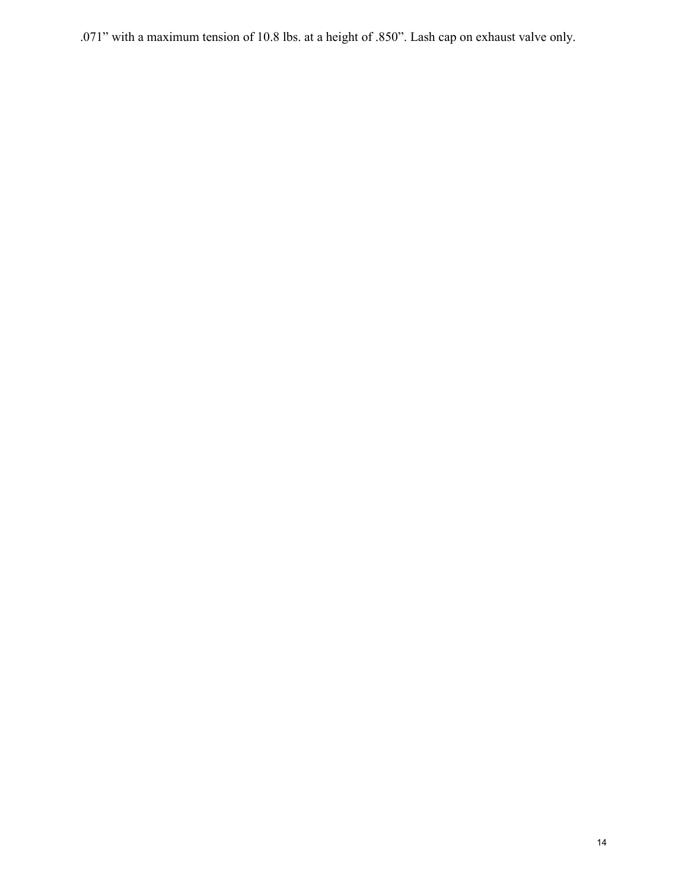.071" with a maximum tension of 10.8 lbs. at a height of .850". Lash cap on exhaust valve only.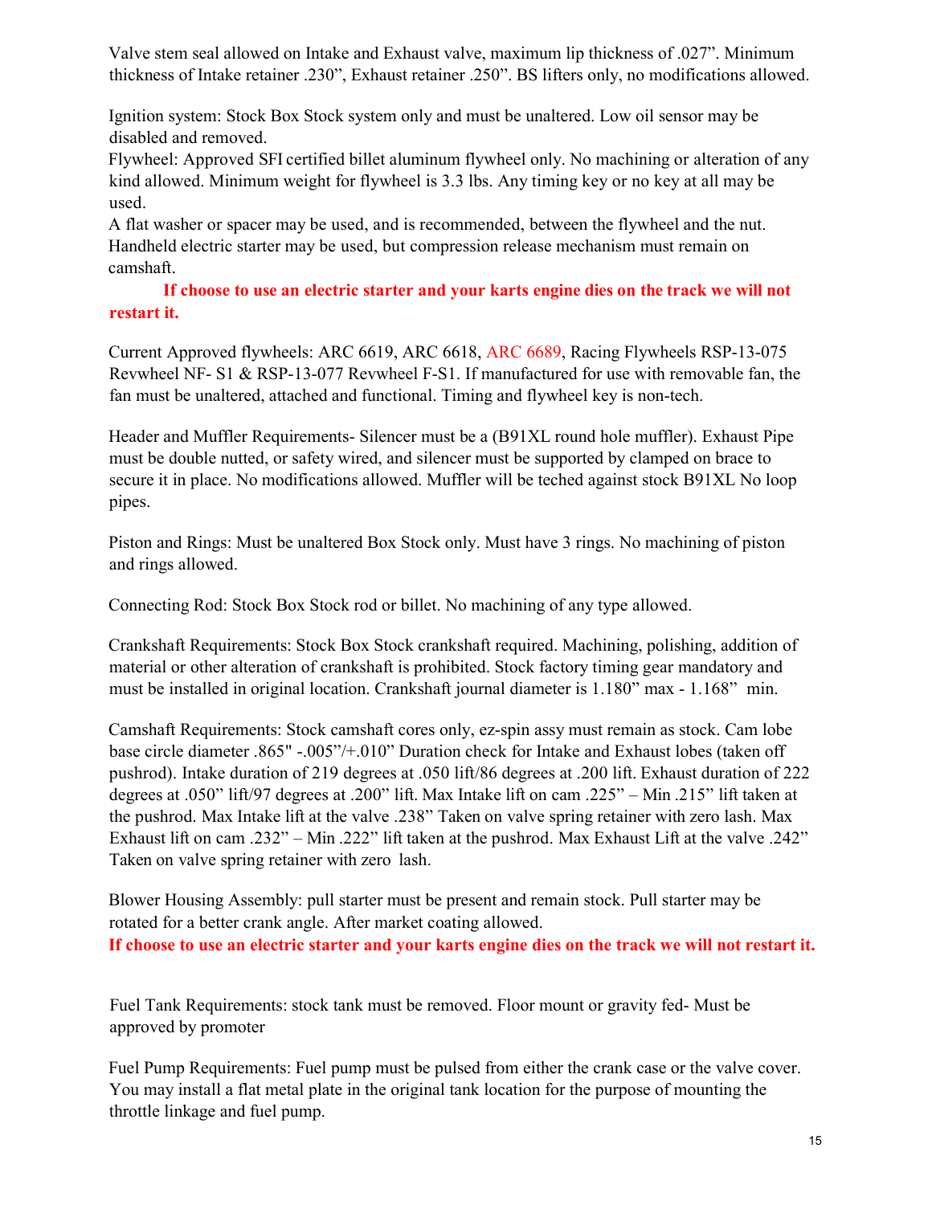Valve stem seal allowed on Intake and Exhaust valve, maximum lip thickness of .027”. Minimum thickness of Intake retainer .230”, Exhaust retainer .250”. BS lifters only, no modifications allowed.

Ignition system: Stock Box Stock system only and must be unaltered. Low oil sensor may be disabled and removed.
Flywheel: Approved SFI certified billet aluminum flywheel only. No machining or alteration of any kind allowed. Minimum weight for flywheel is 3.3 lbs. Any timing key or no key at all may be used.
A flat washer or spacer may be used, and is recommended, between the flywheel and the nut. Handheld electric starter may be used, but compression release mechanism must remain on camshaft.

**If choose to use an electric starter and your karts engine dies on the track we will not restart it.**

Current Approved flywheels: ARC 6619, ARC 6618, ARC 6689, Racing Flywheels RSP-13-075 Revwheel NF- S1 & RSP-13-077 Revwheel F-S1. If manufactured for use with removable fan, the fan must be unaltered, attached and functional. Timing and flywheel key is non-tech.

Header and Muffler Requirements- Silencer must be a (B91XL round hole muffler). Exhaust Pipe must be double nutted, or safety wired, and silencer must be supported by clamped on brace to secure it in place. No modifications allowed. Muffler will be teched against stock B91XL No loop pipes.

Piston and Rings: Must be unaltered Box Stock only. Must have 3 rings. No machining of piston and rings allowed.

Connecting Rod: Stock Box Stock rod or billet. No machining of any type allowed.

Crankshaft Requirements: Stock Box Stock crankshaft required. Machining, polishing, addition of material or other alteration of crankshaft is prohibited. Stock factory timing gear mandatory and must be installed in original location. Crankshaft journal diameter is 1.180” max - 1.168” min.

Camshaft Requirements: Stock camshaft cores only, ez-spin assy must remain as stock. Cam lobe base circle diameter .865" -.005”/+.010” Duration check for Intake and Exhaust lobes (taken off pushrod). Intake duration of 219 degrees at .050 lift/86 degrees at .200 lift. Exhaust duration of 222 degrees at .050” lift/97 degrees at .200” lift. Max Intake lift on cam .225” – Min .215” lift taken at the pushrod. Max Intake lift at the valve .238” Taken on valve spring retainer with zero lash. Max Exhaust lift on cam .232” – Min .222” lift taken at the pushrod. Max Exhaust Lift at the valve .242” Taken on valve spring retainer with zero lash.

Blower Housing Assembly: pull starter must be present and remain stock. Pull starter may be rotated for a better crank angle. After market coating allowed.
**If choose to use an electric starter and your karts engine dies on the track we will not restart it.**

Fuel Tank Requirements: stock tank must be removed. Floor mount or gravity fed- Must be approved by promoter

Fuel Pump Requirements: Fuel pump must be pulsed from either the crank case or the valve cover. You may install a flat metal plate in the original tank location for the purpose of mounting the throttle linkage and fuel pump.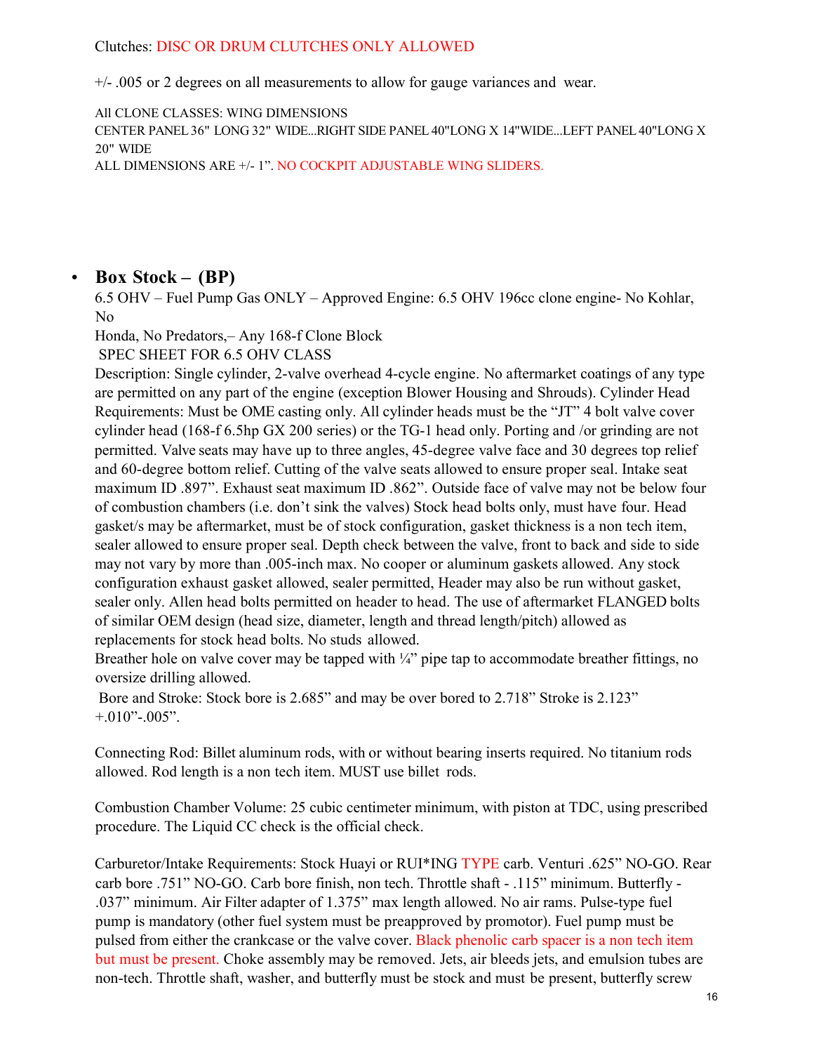Clutches: DISC OR DRUM CLUTCHES ONLY ALLOWED

+/- .005 or 2 degrees on all measurements to allow for gauge variances and wear.

All CLONE CLASSES: WING DIMENSIONS
CENTER PANEL 36" LONG 32" WIDE...RIGHT SIDE PANEL 40"LONG X 14"WIDE...LEFT PANEL 40"LONG X 20" WIDE
ALL DIMENSIONS ARE +/- 1". NO COCKPIT ADJUSTABLE WING SLIDERS.

- **Box Stock – (BP)**

6.5 OHV – Fuel Pump Gas ONLY – Approved Engine: 6.5 OHV 196cc clone engine- No Kohlar, No
Honda, No Predators,– Any 168-f Clone Block
SPEC SHEET FOR 6.5 OHV CLASS
Description: Single cylinder, 2-valve overhead 4-cycle engine. No aftermarket coatings of any type are permitted on any part of the engine (exception Blower Housing and Shrouds). Cylinder Head Requirements: Must be OME casting only. All cylinder heads must be the "JT" 4 bolt valve cover cylinder head (168-f 6.5hp GX 200 series) or the TG-1 head only. Porting and /or grinding are not permitted. Valve seats may have up to three angles, 45-degree valve face and 30 degrees top relief and 60-degree bottom relief. Cutting of the valve seats allowed to ensure proper seal. Intake seat maximum ID .897". Exhaust seat maximum ID .862". Outside face of valve may not be below four of combustion chambers (i.e. don't sink the valves) Stock head bolts only, must have four. Head gasket/s may be aftermarket, must be of stock configuration, gasket thickness is a non tech item, sealer allowed to ensure proper seal. Depth check between the valve, front to back and side to side may not vary by more than .005-inch max. No cooper or aluminum gaskets allowed. Any stock configuration exhaust gasket allowed, sealer permitted, Header may also be run without gasket, sealer only. Allen head bolts permitted on header to head. The use of aftermarket FLANGED bolts of similar OEM design (head size, diameter, length and thread length/pitch) allowed as replacements for stock head bolts. No studs allowed.
Breather hole on valve cover may be tapped with ¼" pipe tap to accommodate breather fittings, no oversize drilling allowed.
Bore and Stroke: Stock bore is 2.685" and may be over bored to 2.718" Stroke is 2.123" +.010"-.005".

Connecting Rod: Billet aluminum rods, with or without bearing inserts required. No titanium rods allowed. Rod length is a non tech item. MUST use billet rods.

Combustion Chamber Volume: 25 cubic centimeter minimum, with piston at TDC, using prescribed procedure. The Liquid CC check is the official check.

Carburetor/Intake Requirements: Stock Huayi or RUI*ING TYPE carb. Venturi .625" NO-GO. Rear carb bore .751" NO-GO. Carb bore finish, non tech. Throttle shaft - .115" minimum. Butterfly - .037" minimum. Air Filter adapter of 1.375" max length allowed. No air rams. Pulse-type fuel pump is mandatory (other fuel system must be preapproved by promotor). Fuel pump must be pulsed from either the crankcase or the valve cover. Black phenolic carb spacer is a non tech item but must be present. Choke assembly may be removed. Jets, air bleeds jets, and emulsion tubes are non-tech. Throttle shaft, washer, and butterfly must be stock and must be present, butterfly screw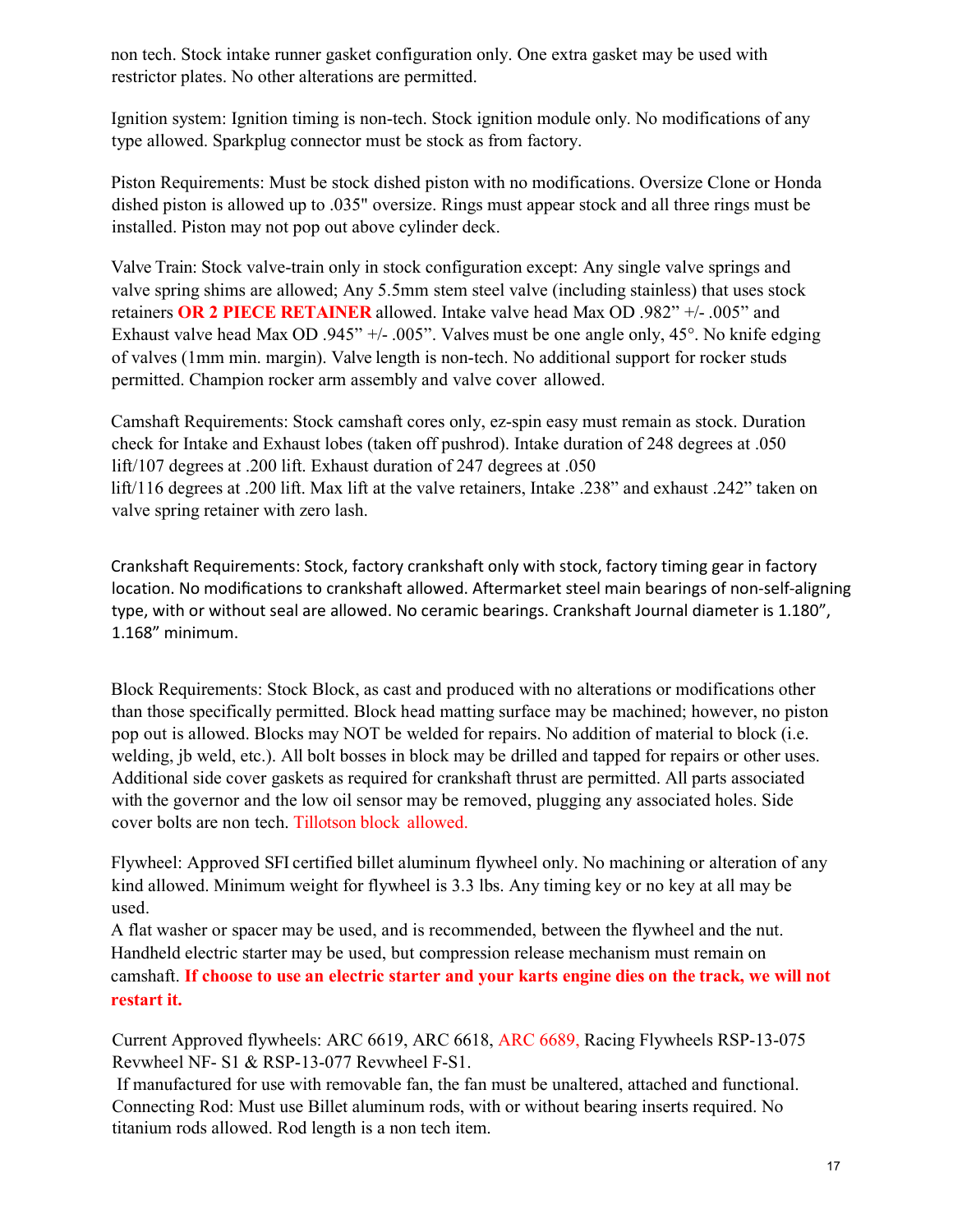non tech. Stock intake runner gasket configuration only. One extra gasket may be used with restrictor plates. No other alterations are permitted.

Ignition system: Ignition timing is non-tech. Stock ignition module only. No modifications of any type allowed. Sparkplug connector must be stock as from factory.

Piston Requirements: Must be stock dished piston with no modifications. Oversize Clone or Honda dished piston is allowed up to .035" oversize. Rings must appear stock and all three rings must be installed. Piston may not pop out above cylinder deck.

Valve Train: Stock valve-train only in stock configuration except: Any single valve springs and valve spring shims are allowed; Any 5.5mm stem steel valve (including stainless) that uses stock retainers **OR 2 PIECE RETAINER** allowed. Intake valve head Max OD .982" +/- .005" and Exhaust valve head Max OD .945" +/- .005". Valves must be one angle only, 45°. No knife edging of valves (1mm min. margin). Valve length is non-tech. No additional support for rocker studs permitted. Champion rocker arm assembly and valve cover allowed.

Camshaft Requirements: Stock camshaft cores only, ez-spin easy must remain as stock. Duration check for Intake and Exhaust lobes (taken off pushrod). Intake duration of 248 degrees at .050 lift/107 degrees at .200 lift. Exhaust duration of 247 degrees at .050 lift/116 degrees at .200 lift. Max lift at the valve retainers, Intake .238" and exhaust .242" taken on valve spring retainer with zero lash.

Crankshaft Requirements: Stock, factory crankshaft only with stock, factory timing gear in factory location. No modifications to crankshaft allowed. Aftermarket steel main bearings of non-self-aligning type, with or without seal are allowed. No ceramic bearings. Crankshaft Journal diameter is 1.180", 1.168" minimum.

Block Requirements: Stock Block, as cast and produced with no alterations or modifications other than those specifically permitted. Block head matting surface may be machined; however, no piston pop out is allowed. Blocks may NOT be welded for repairs. No addition of material to block (i.e. welding, jb weld, etc.). All bolt bosses in block may be drilled and tapped for repairs or other uses. Additional side cover gaskets as required for crankshaft thrust are permitted. All parts associated with the governor and the low oil sensor may be removed, plugging any associated holes. Side cover bolts are non tech. Tillotson block allowed.

Flywheel: Approved SFI certified billet aluminum flywheel only. No machining or alteration of any kind allowed. Minimum weight for flywheel is 3.3 lbs. Any timing key or no key at all may be used.
A flat washer or spacer may be used, and is recommended, between the flywheel and the nut. Handheld electric starter may be used, but compression release mechanism must remain on camshaft. **If choose to use an electric starter and your karts engine dies on the track, we will not restart it.**

Current Approved flywheels: ARC 6619, ARC 6618, ARC 6689, Racing Flywheels RSP-13-075 Revwheel NF- S1 & RSP-13-077 Revwheel F-S1.
If manufactured for use with removable fan, the fan must be unaltered, attached and functional.
Connecting Rod: Must use Billet aluminum rods, with or without bearing inserts required. No titanium rods allowed. Rod length is a non tech item.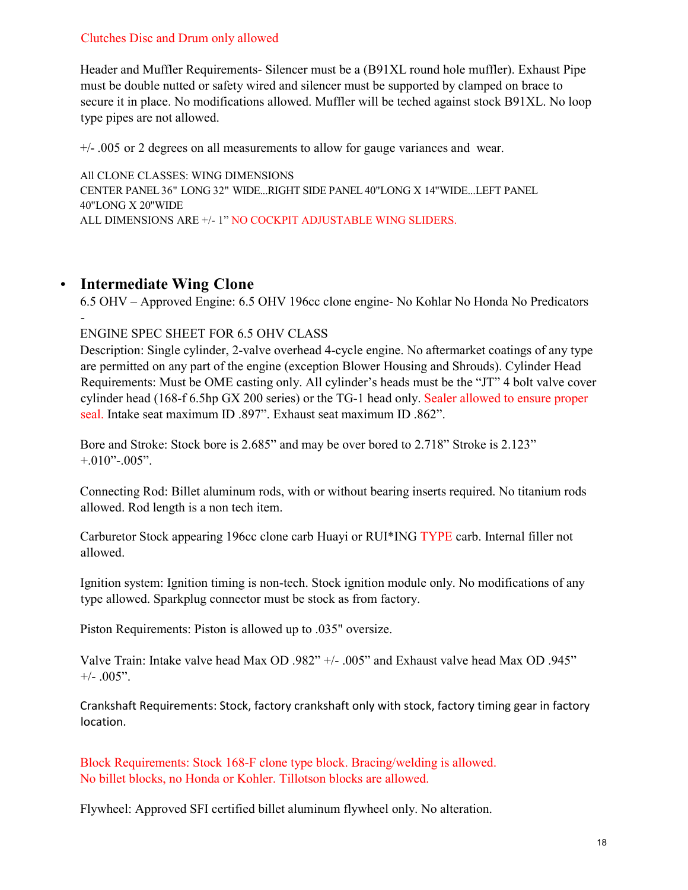Clutches Disc and Drum only allowed

Header and Muffler Requirements- Silencer must be a (B91XL round hole muffler). Exhaust Pipe must be double nutted or safety wired and silencer must be supported by clamped on brace to secure it in place. No modifications allowed. Muffler will be teched against stock B91XL. No loop type pipes are not allowed.

+/- .005 or 2 degrees on all measurements to allow for gauge variances and wear.

All CLONE CLASSES: WING DIMENSIONS
CENTER PANEL 36" LONG 32" WIDE...RIGHT SIDE PANEL 40"LONG X 14"WIDE...LEFT PANEL 40"LONG X 20"WIDE
ALL DIMENSIONS ARE +/- 1" NO COCKPIT ADJUSTABLE WING SLIDERS.

- **Intermediate Wing Clone**

6.5 OHV – Approved Engine: 6.5 OHV 196cc clone engine- No Kohlar No Honda No Predicators -

ENGINE SPEC SHEET FOR 6.5 OHV CLASS

Description: Single cylinder, 2-valve overhead 4-cycle engine. No aftermarket coatings of any type are permitted on any part of the engine (exception Blower Housing and Shrouds). Cylinder Head Requirements: Must be OME casting only. All cylinder's heads must be the "JT" 4 bolt valve cover cylinder head (168-f 6.5hp GX 200 series) or the TG-1 head only. Sealer allowed to ensure proper seal. Intake seat maximum ID .897". Exhaust seat maximum ID .862".

Bore and Stroke: Stock bore is 2.685" and may be over bored to 2.718" Stroke is 2.123" +.010"-.005".

Connecting Rod: Billet aluminum rods, with or without bearing inserts required. No titanium rods allowed. Rod length is a non tech item.

Carburetor Stock appearing 196cc clone carb Huayi or RUI*ING TYPE carb. Internal filler not allowed.

Ignition system: Ignition timing is non-tech. Stock ignition module only. No modifications of any type allowed. Sparkplug connector must be stock as from factory.

Piston Requirements: Piston is allowed up to .035" oversize.

Valve Train: Intake valve head Max OD .982" +/- .005" and Exhaust valve head Max OD .945" +/- .005".

Crankshaft Requirements: Stock, factory crankshaft only with stock, factory timing gear in factory location.

Block Requirements: Stock 168-F clone type block. Bracing/welding is allowed.
No billet blocks, no Honda or Kohler. Tillotson blocks are allowed.

Flywheel: Approved SFI certified billet aluminum flywheel only. No alteration.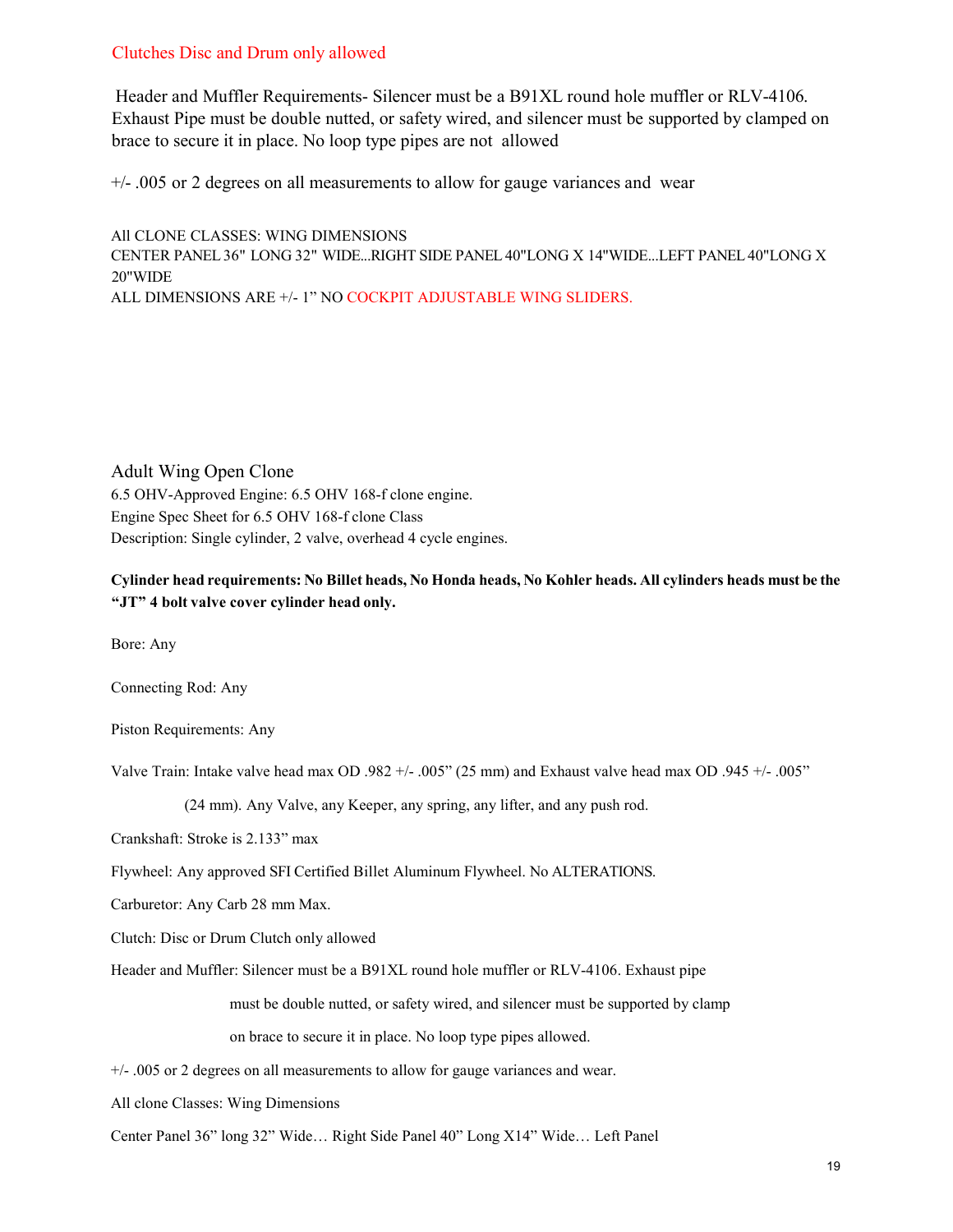Clutches Disc and Drum only allowed

Header and Muffler Requirements- Silencer must be a B91XL round hole muffler or RLV-4106. Exhaust Pipe must be double nutted, or safety wired, and silencer must be supported by clamped on brace to secure it in place. No loop type pipes are not allowed

+/- .005 or 2 degrees on all measurements to allow for gauge variances and wear

All CLONE CLASSES: WING DIMENSIONS
CENTER PANEL 36" LONG 32" WIDE...RIGHT SIDE PANEL 40"LONG X 14"WIDE...LEFT PANEL 40"LONG X 20"WIDE
ALL DIMENSIONS ARE +/- 1" NO COCKPIT ADJUSTABLE WING SLIDERS.

## Adult Wing Open Clone

6.5 OHV-Approved Engine: 6.5 OHV 168-f clone engine.
Engine Spec Sheet for 6.5 OHV 168-f clone Class
Description: Single cylinder, 2 valve, overhead 4 cycle engines.

**Cylinder head requirements: No Billet heads, No Honda heads, No Kohler heads. All cylinders heads must be the "JT" 4 bolt valve cover cylinder head only.**

Bore: Any

Connecting Rod: Any

Piston Requirements: Any

Valve Train: Intake valve head max OD .982 +/- .005" (25 mm) and Exhaust valve head max OD .945 +/- .005" (24 mm). Any Valve, any Keeper, any spring, any lifter, and any push rod.

Crankshaft: Stroke is 2.133" max

Flywheel: Any approved SFI Certified Billet Aluminum Flywheel. No ALTERATIONS.

Carburetor: Any Carb 28 mm Max.

Clutch: Disc or Drum Clutch only allowed

Header and Muffler: Silencer must be a B91XL round hole muffler or RLV-4106. Exhaust pipe must be double nutted, or safety wired, and silencer must be supported by clamp on brace to secure it in place. No loop type pipes allowed.

+/- .005 or 2 degrees on all measurements to allow for gauge variances and wear.

All clone Classes: Wing Dimensions

Center Panel 36" long 32" Wide… Right Side Panel 40" Long X14" Wide… Left Panel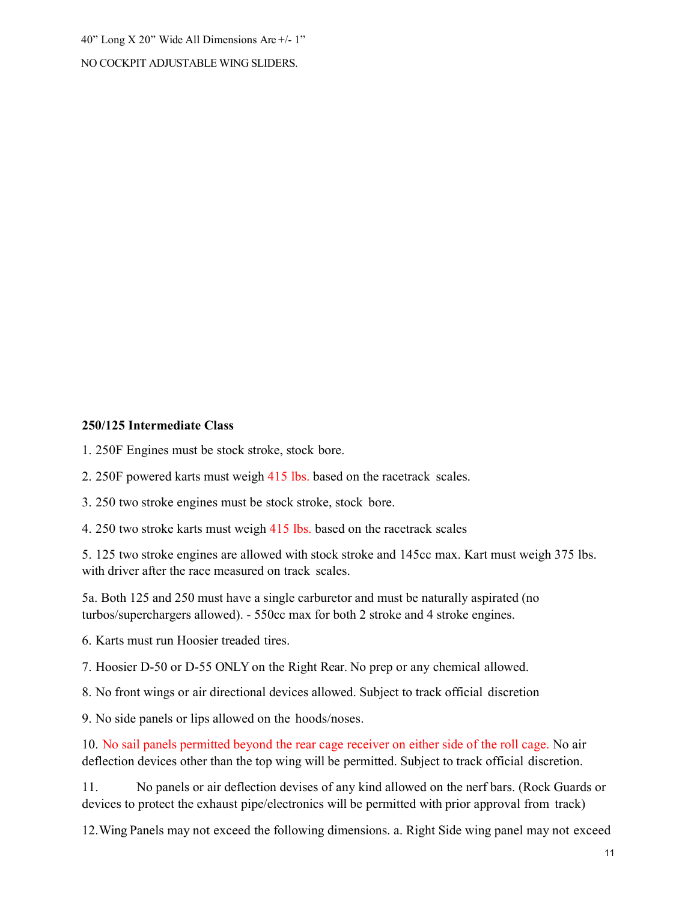40" Long X 20" Wide All Dimensions Are +/- 1"

NO COCKPIT ADJUSTABLE WING SLIDERS.

**250/125 Intermediate Class**

1. 250F Engines must be stock stroke, stock bore.

2. 250F powered karts must weigh 415 lbs. based on the racetrack scales.

3. 250 two stroke engines must be stock stroke, stock bore.

4. 250 two stroke karts must weigh 415 lbs. based on the racetrack scales

5. 125 two stroke engines are allowed with stock stroke and 145cc max. Kart must weigh 375 lbs. with driver after the race measured on track scales.

5a. Both 125 and 250 must have a single carburetor and must be naturally aspirated (no turbos/superchargers allowed). - 550cc max for both 2 stroke and 4 stroke engines.

6. Karts must run Hoosier treaded tires.

7. Hoosier D-50 or D-55 ONLY on the Right Rear. No prep or any chemical allowed.

8. No front wings or air directional devices allowed. Subject to track official discretion

9. No side panels or lips allowed on the hoods/noses.

10. No sail panels permitted beyond the rear cage receiver on either side of the roll cage. No air deflection devices other than the top wing will be permitted. Subject to track official discretion.

11. No panels or air deflection devises of any kind allowed on the nerf bars. (Rock Guards or devices to protect the exhaust pipe/electronics will be permitted with prior approval from track)

12. Wing Panels may not exceed the following dimensions. a. Right Side wing panel may not exceed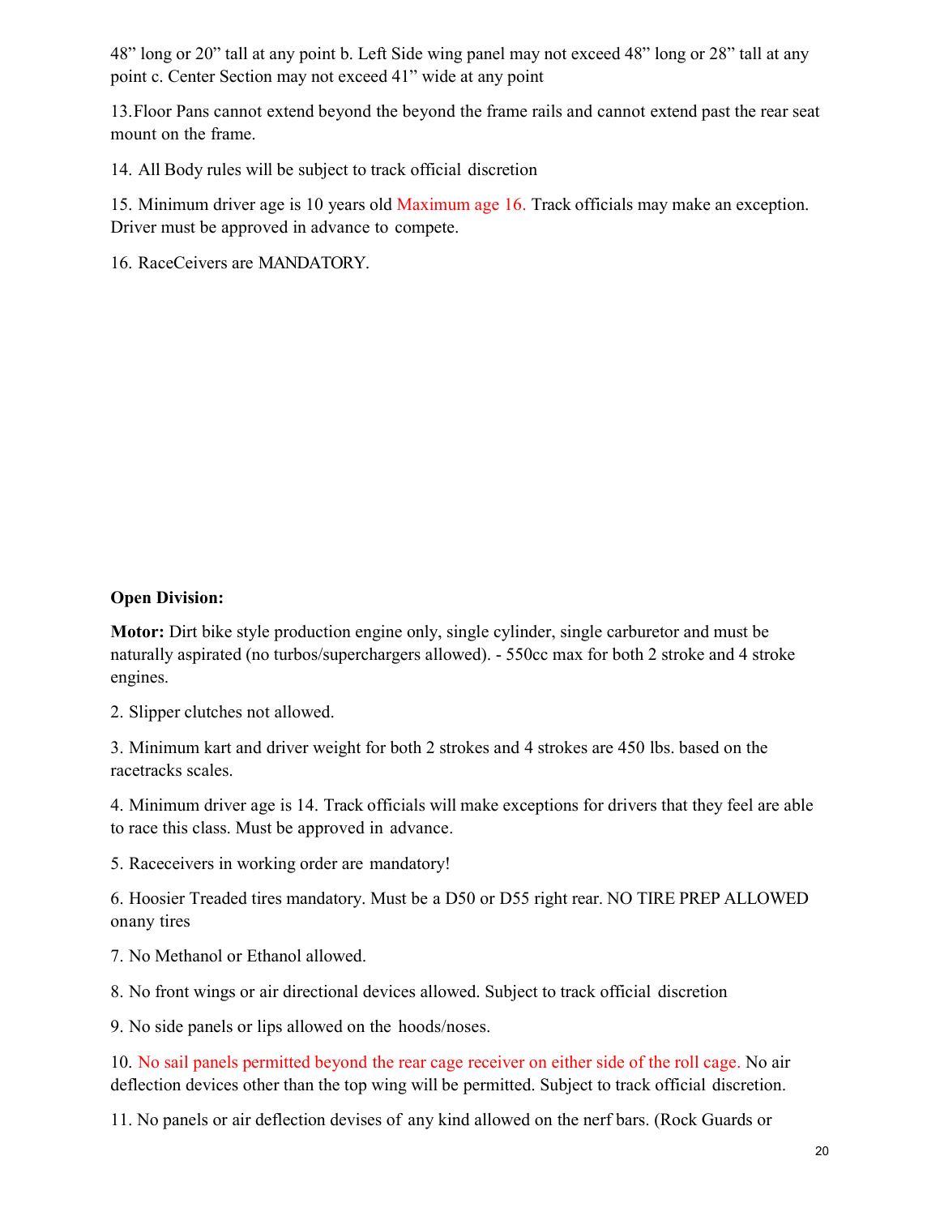48" long or 20" tall at any point b. Left Side wing panel may not exceed 48" long or 28" tall at any point c. Center Section may not exceed 41" wide at any point

13. Floor Pans cannot extend beyond the beyond the frame rails and cannot extend past the rear seat mount on the frame.

14. All Body rules will be subject to track official discretion

15. Minimum driver age is 10 years old Maximum age 16. Track officials may make an exception. Driver must be approved in advance to compete.

16. RaceCeivers are MANDATORY.

**Open Division:**

**Motor:** Dirt bike style production engine only, single cylinder, single carburetor and must be naturally aspirated (no turbos/superchargers allowed). - 550cc max for both 2 stroke and 4 stroke engines.

2. Slipper clutches not allowed.

3. Minimum kart and driver weight for both 2 strokes and 4 strokes are 450 lbs. based on the racetracks scales.

4. Minimum driver age is 14. Track officials will make exceptions for drivers that they feel are able to race this class. Must be approved in advance.

5. Raceceivers in working order are mandatory!

6. Hoosier Treaded tires mandatory. Must be a D50 or D55 right rear. NO TIRE PREP ALLOWED onany tires

7. No Methanol or Ethanol allowed.

8. No front wings or air directional devices allowed. Subject to track official discretion

9. No side panels or lips allowed on the hoods/noses.

10. No sail panels permitted beyond the rear cage receiver on either side of the roll cage. No air deflection devices other than the top wing will be permitted. Subject to track official discretion.

11. No panels or air deflection devises of any kind allowed on the nerf bars. (Rock Guards or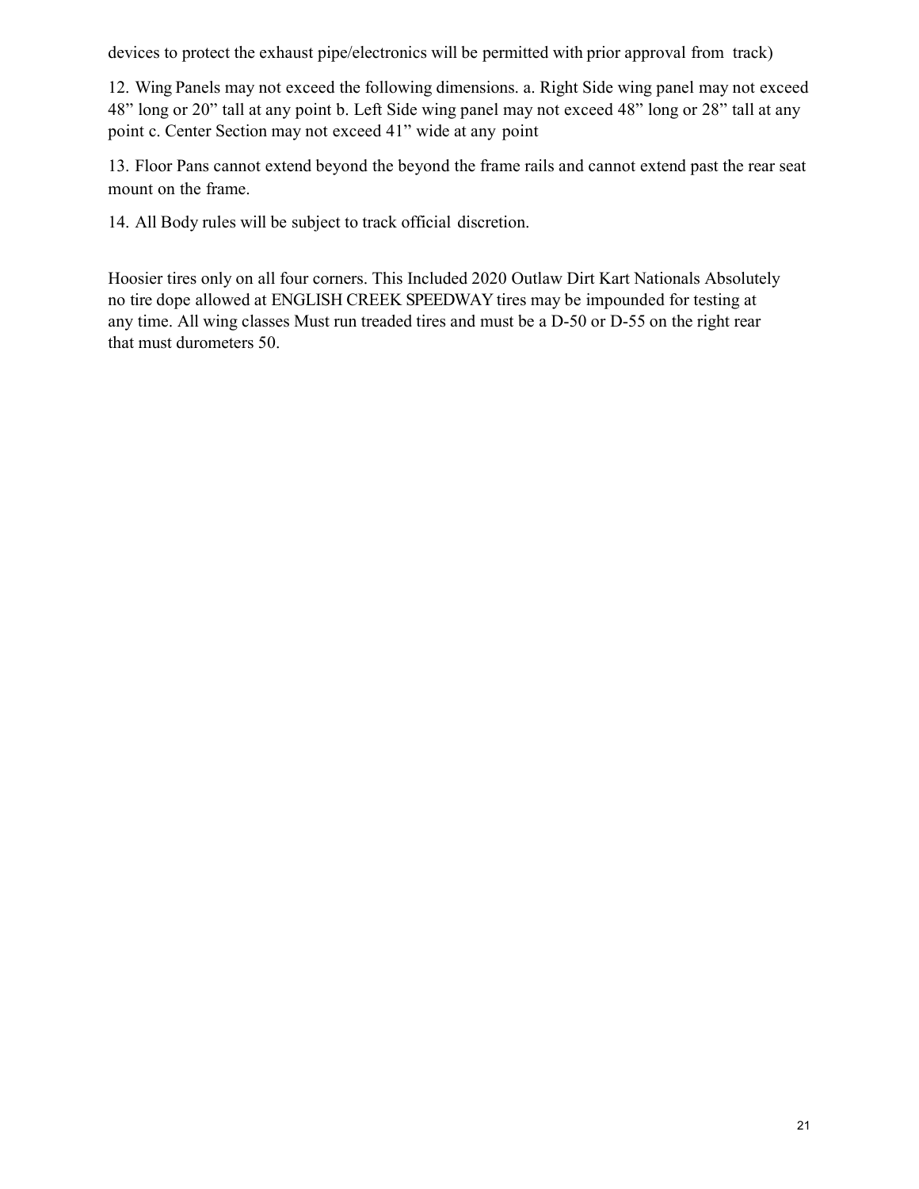devices to protect the exhaust pipe/electronics will be permitted with prior approval from track)

12. Wing Panels may not exceed the following dimensions. a. Right Side wing panel may not exceed 48" long or 20" tall at any point b. Left Side wing panel may not exceed 48" long or 28" tall at any point c. Center Section may not exceed 41" wide at any point

13. Floor Pans cannot extend beyond the beyond the frame rails and cannot extend past the rear seat mount on the frame.

14. All Body rules will be subject to track official discretion.

Hoosier tires only on all four corners. This Included 2020 Outlaw Dirt Kart Nationals Absolutely no tire dope allowed at ENGLISH CREEK SPEEDWAY tires may be impounded for testing at any time. All wing classes Must run treaded tires and must be a D-50 or D-55 on the right rear that must durometers 50.